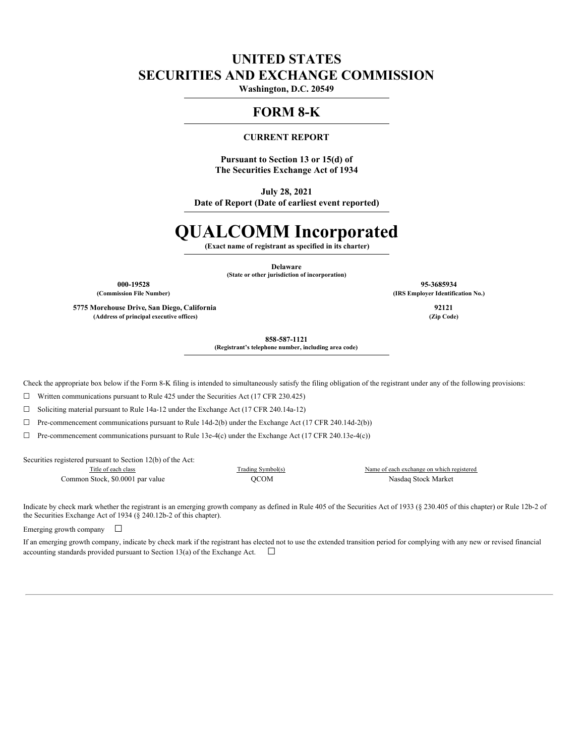# UNITED STATES
# SECURITIES AND EXCHANGE COMMISSION

**Washington, D.C. 20549**

## FORM 8-K

**CURRENT REPORT**

**Pursuant to Section 13 or 15(d) of
The Securities Exchange Act of 1934**

**July 28, 2021**
**Date of Report (Date of earliest event reported)**

# QUALCOMM Incorporated

**(Exact name of registrant as specified in its charter)**

**Delaware**
**(State or other jurisdiction of incorporation)**

| | |
|---|---|
| **000-19528** | **95-3685934** |
| **(Commission File Number)** | **(IRS Employer Identification No.)** |
| **5775 Morehouse Drive, San Diego, California** | **92121** |
| **(Address of principal executive offices)** | **(Zip Code)** |

**858-587-1121**
**(Registrant's telephone number, including area code)**

Check the appropriate box below if the Form 8-K filing is intended to simultaneously satisfy the filing obligation of the registrant under any of the following provisions:

☐ Written communications pursuant to Rule 425 under the Securities Act (17 CFR 230.425)

☐ Soliciting material pursuant to Rule 14a-12 under the Exchange Act (17 CFR 240.14a-12)

☐ Pre-commencement communications pursuant to Rule 14d-2(b) under the Exchange Act (17 CFR 240.14d-2(b))

☐ Pre-commencement communications pursuant to Rule 13e-4(c) under the Exchange Act (17 CFR 240.13e-4(c))

Securities registered pursuant to Section 12(b) of the Act:

| Title of each class | Trading Symbol(s) | Name of each exchange on which registered |
|---|---|---|
| Common Stock, $0.0001 par value | QCOM | Nasdaq Stock Market |

Indicate by check mark whether the registrant is an emerging growth company as defined in Rule 405 of the Securities Act of 1933 (§ 230.405 of this chapter) or Rule 12b-2 of the Securities Exchange Act of 1934 (§ 240.12b-2 of this chapter).

Emerging growth company ☐

If an emerging growth company, indicate by check mark if the registrant has elected not to use the extended transition period for complying with any new or revised financial accounting standards provided pursuant to Section 13(a) of the Exchange Act. ☐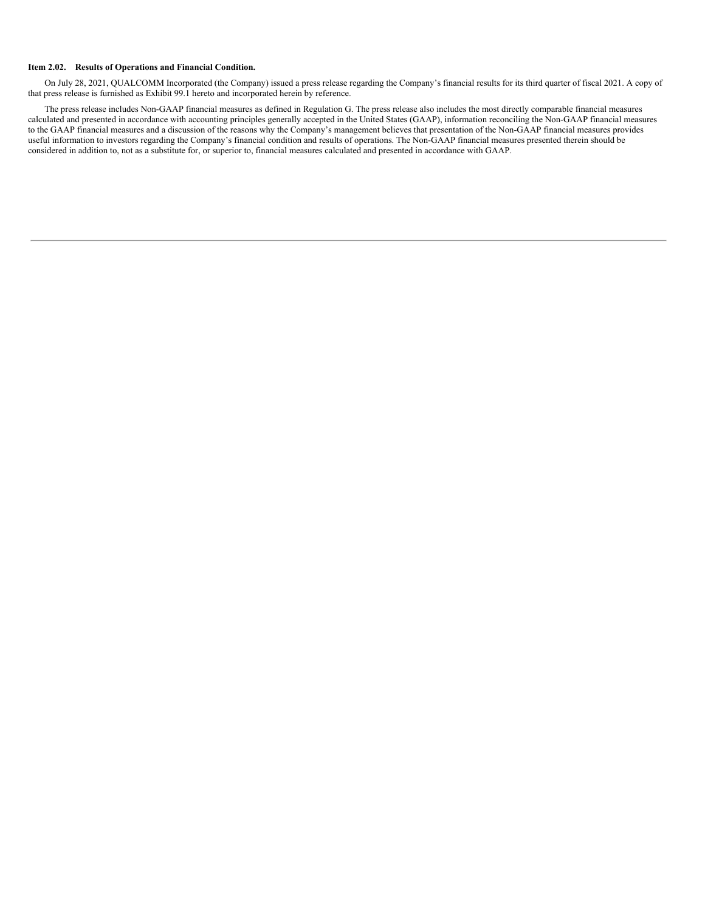**Item 2.02. Results of Operations and Financial Condition.**

On July 28, 2021, QUALCOMM Incorporated (the Company) issued a press release regarding the Company's financial results for its third quarter of fiscal 2021. A copy of that press release is furnished as Exhibit 99.1 hereto and incorporated herein by reference.

The press release includes Non-GAAP financial measures as defined in Regulation G. The press release also includes the most directly comparable financial measures calculated and presented in accordance with accounting principles generally accepted in the United States (GAAP), information reconciling the Non-GAAP financial measures to the GAAP financial measures and a discussion of the reasons why the Company's management believes that presentation of the Non-GAAP financial measures provides useful information to investors regarding the Company's financial condition and results of operations. The Non-GAAP financial measures presented therein should be considered in addition to, not as a substitute for, or superior to, financial measures calculated and presented in accordance with GAAP.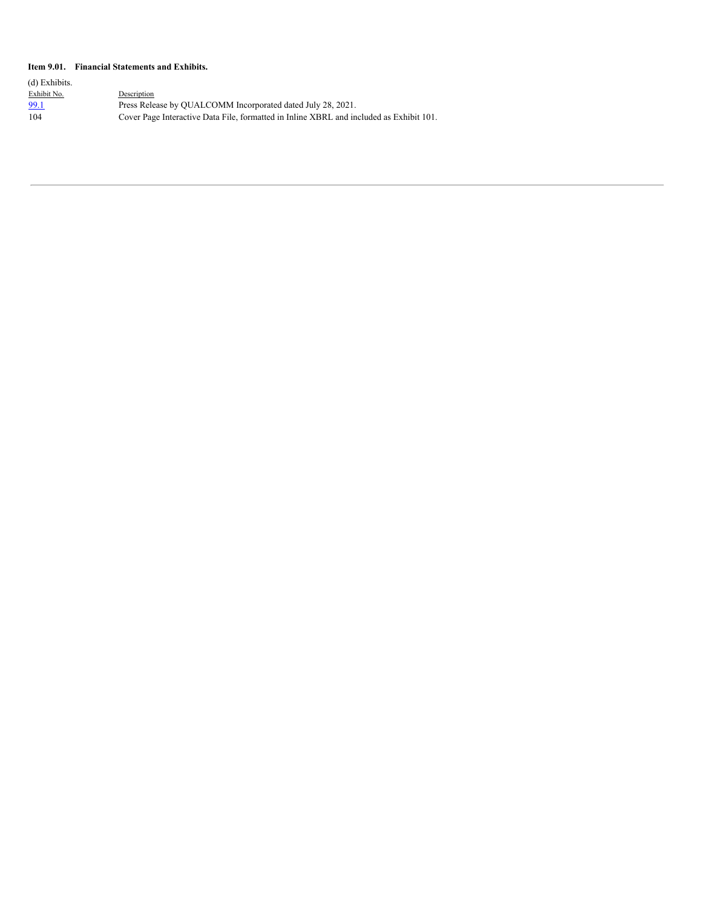**Item 9.01. Financial Statements and Exhibits.**

(d) Exhibits.

| Exhibit No. | Description |
| --- | --- |
| 99.1 | Press Release by QUALCOMM Incorporated dated July 28, 2021. |
| 104 | Cover Page Interactive Data File, formatted in Inline XBRL and included as Exhibit 101. |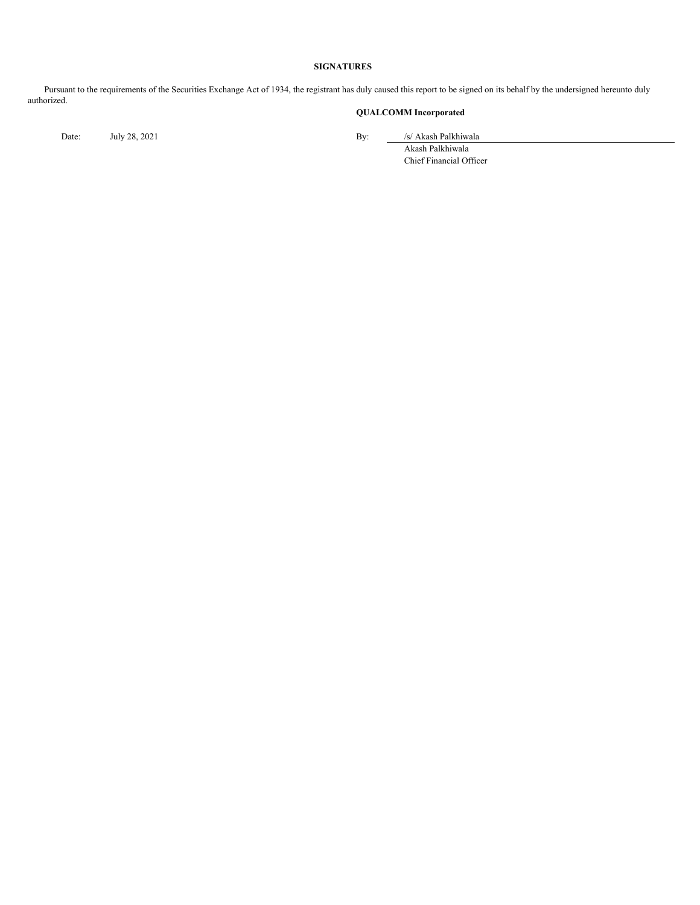## SIGNATURES

Pursuant to the requirements of the Securities Exchange Act of 1934, the registrant has duly caused this report to be signed on its behalf by the undersigned hereunto duly authorized.

**QUALCOMM Incorporated**

Date: July 28, 2021

By: /s/ Akash Palkhiwala
Akash Palkhiwala
Chief Financial Officer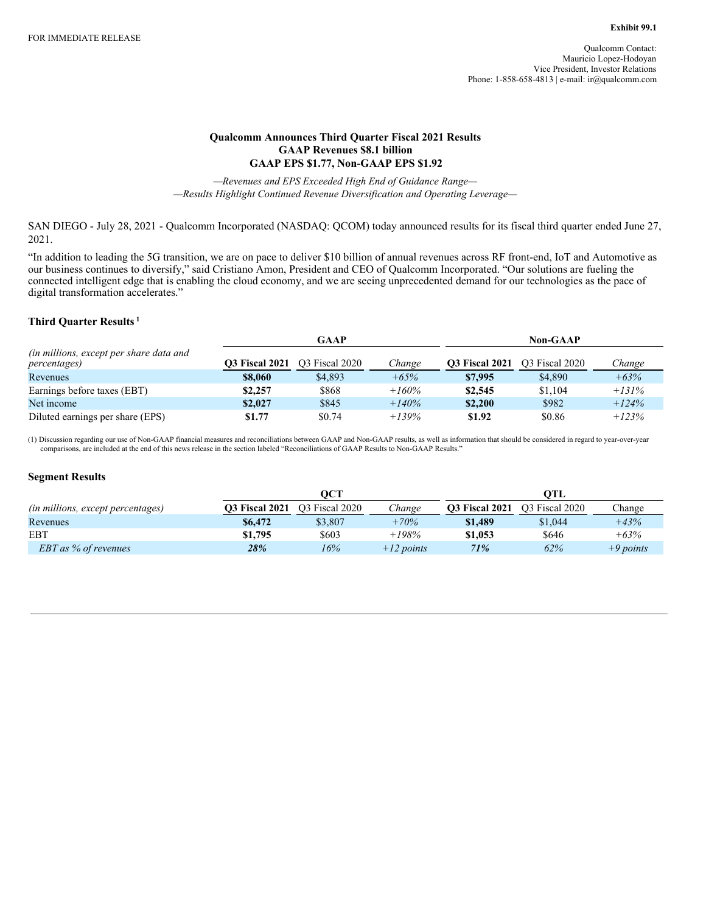Exhibit 99.1

FOR IMMEDIATE RELEASE

Qualcomm Contact:
Mauricio Lopez-Hodoyan
Vice President, Investor Relations
Phone: 1-858-658-4813 | e-mail: ir@qualcomm.com

# Qualcomm Announces Third Quarter Fiscal 2021 Results
## GAAP Revenues $8.1 billion
## GAAP EPS $1.77, Non-GAAP EPS $1.92

*—Revenues and EPS Exceeded High End of Guidance Range—*
*—Results Highlight Continued Revenue Diversification and Operating Leverage—*

SAN DIEGO - July 28, 2021 - Qualcomm Incorporated (NASDAQ: QCOM) today announced results for its fiscal third quarter ended June 27, 2021.

"In addition to leading the 5G transition, we are on pace to deliver $10 billion of annual revenues across RF front-end, IoT and Automotive as our business continues to diversify," said Cristiano Amon, President and CEO of Qualcomm Incorporated. "Our solutions are fueling the connected intelligent edge that is enabling the cloud economy, and we are seeing unprecedented demand for our technologies as the pace of digital transformation accelerates."

### Third Quarter Results [1]

| | GAAP | | | Non-GAAP | | |
|---|---|---|---|---|---|---|
| *(in millions, except per share data and percentages)* | **Q3 Fiscal 2021** | Q3 Fiscal 2020 | *Change* | **Q3 Fiscal 2021** | Q3 Fiscal 2020 | *Change* |
| Revenues | **$8,060** | $4,893 | *+65%* | **$7,995** | $4,890 | *+63%* |
| Earnings before taxes (EBT) | **$2,257** | $868 | *+160%* | **$2,545** | $1,104 | *+131%* |
| Net income | **$2,027** | $845 | *+140%* | **$2,200** | $982 | *+124%* |
| Diluted earnings per share (EPS) | **$1.77** | $0.74 | *+139%* | **$1.92** | $0.86 | *+123%* |

(1) Discussion regarding our use of Non-GAAP financial measures and reconciliations between GAAP and Non-GAAP results, as well as information that should be considered in regard to year-over-year comparisons, are included at the end of this news release in the section labeled "Reconciliations of GAAP Results to Non-GAAP Results."

### Segment Results

| | QCT | | | QTL | | |
|---|---|---|---|---|---|---|
| *(in millions, except percentages)* | **Q3 Fiscal 2021** | Q3 Fiscal 2020 | *Change* | **Q3 Fiscal 2021** | Q3 Fiscal 2020 | Change |
| Revenues | **$6,472** | $3,807 | *+70%* | **$1,489** | $1,044 | *+43%* |
| EBT | **$1,795** | $603 | *+198%* | **$1,053** | $646 | *+63%* |
| *EBT as % of revenues* | ***28%*** | *16%* | *+12 points* | ***71%*** | *62%* | *+9 points* |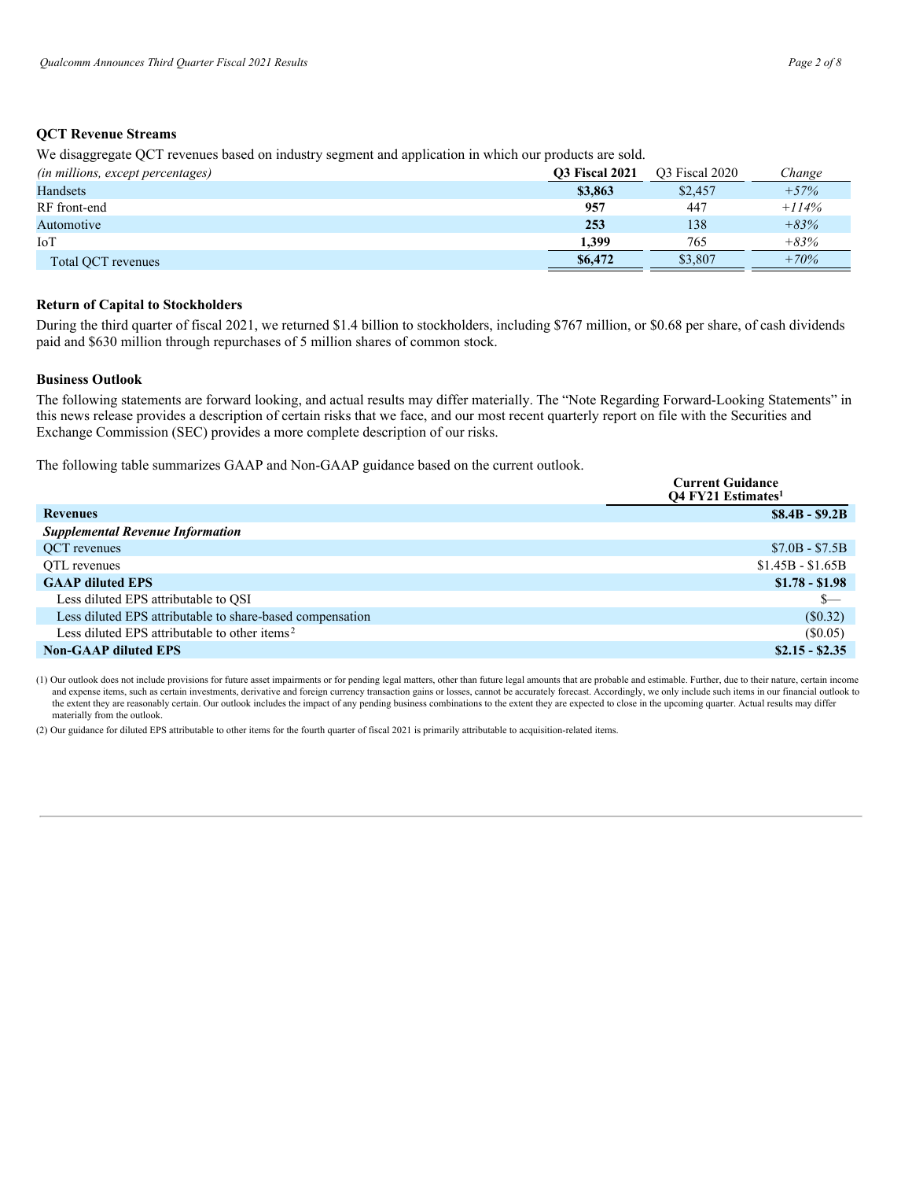### QCT Revenue Streams

We disaggregate QCT revenues based on industry segment and application in which our products are sold.

| *(in millions, except percentages)* | **Q3 Fiscal 2021** | Q3 Fiscal 2020 | *Change* |
|---|---|---|---|
| Handsets | **$3,863** | $2,457 | *+57%* |
| RF front-end | **957** | 447 | *+114%* |
| Automotive | **253** | 138 | *+83%* |
| IoT | **1,399** | 765 | *+83%* |
| Total QCT revenues | **$6,472** | $3,807 | *+70%* |

### Return of Capital to Stockholders

During the third quarter of fiscal 2021, we returned $1.4 billion to stockholders, including $767 million, or $0.68 per share, of cash dividends paid and $630 million through repurchases of 5 million shares of common stock.

### Business Outlook

The following statements are forward looking, and actual results may differ materially. The "Note Regarding Forward-Looking Statements" in this news release provides a description of certain risks that we face, and our most recent quarterly report on file with the Securities and Exchange Commission (SEC) provides a more complete description of our risks.

The following table summarizes GAAP and Non-GAAP guidance based on the current outlook.

| | **Current Guidance Q4 FY21 Estimates[1]** |
|---|---|
| **Revenues** | **$8.4B - $9.2B** |
| ***Supplemental Revenue Information*** | |
| QCT revenues | $7.0B - $7.5B |
| QTL revenues | $1.45B - $1.65B |
| **GAAP diluted EPS** | **$1.78 - $1.98** |
| Less diluted EPS attributable to QSI | $— |
| Less diluted EPS attributable to share-based compensation | ($0.32) |
| Less diluted EPS attributable to other items[2] | ($0.05) |
| **Non-GAAP diluted EPS** | **$2.15 - $2.35** |

(1) Our outlook does not include provisions for future asset impairments or for pending legal matters, other than future legal amounts that are probable and estimable. Further, due to their nature, certain income and expense items, such as certain investments, derivative and foreign currency transaction gains or losses, cannot be accurately forecast. Accordingly, we only include such items in our financial outlook to the extent they are reasonably certain. Our outlook includes the impact of any pending business combinations to the extent they are expected to close in the upcoming quarter. Actual results may differ materially from the outlook.

(2) Our guidance for diluted EPS attributable to other items for the fourth quarter of fiscal 2021 is primarily attributable to acquisition-related items.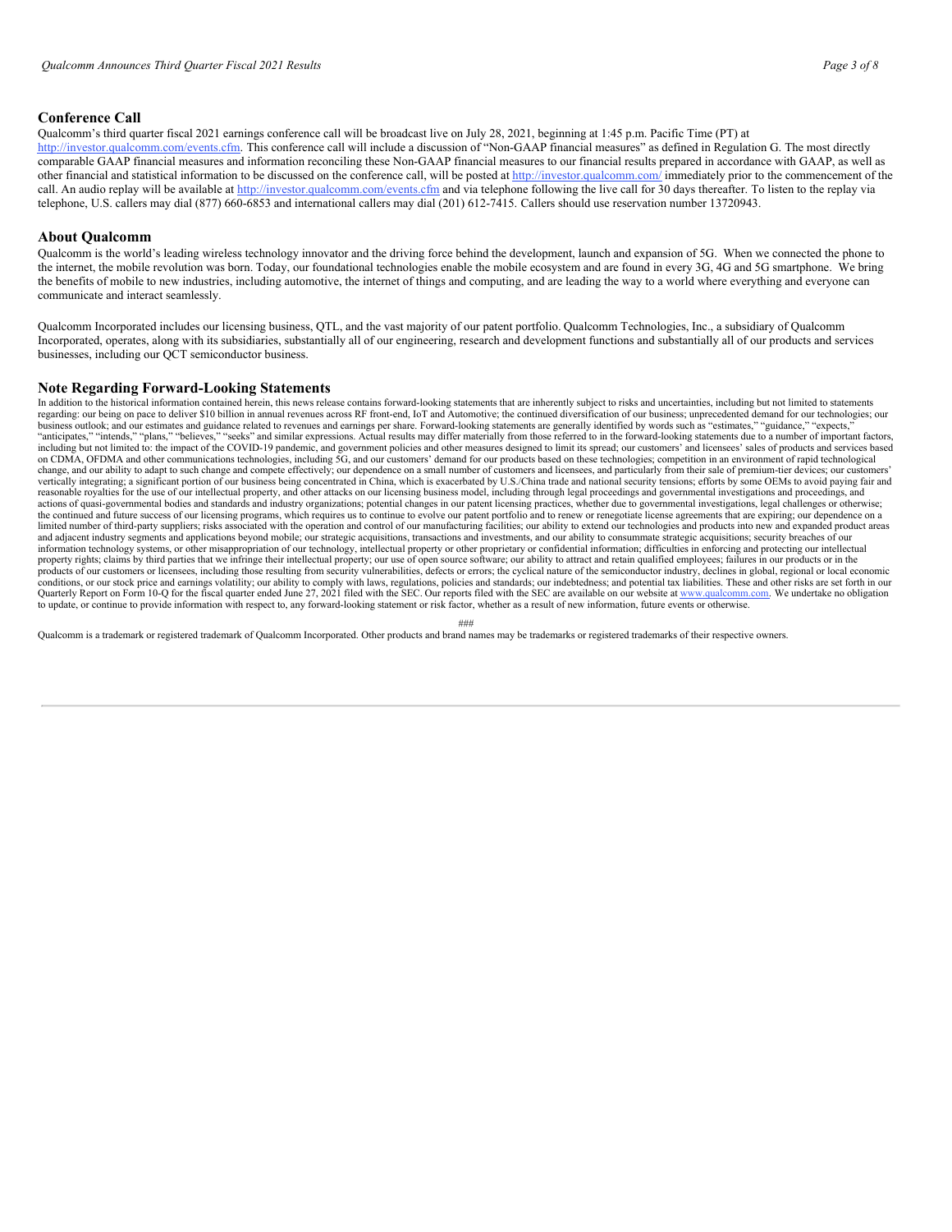## Conference Call

Qualcomm's third quarter fiscal 2021 earnings conference call will be broadcast live on July 28, 2021, beginning at 1:45 p.m. Pacific Time (PT) at http://investor.qualcomm.com/events.cfm. This conference call will include a discussion of "Non-GAAP financial measures" as defined in Regulation G. The most directly comparable GAAP financial measures and information reconciling these Non-GAAP financial measures to our financial results prepared in accordance with GAAP, as well as other financial and statistical information to be discussed on the conference call, will be posted at http://investor.qualcomm.com/ immediately prior to the commencement of the call. An audio replay will be available at http://investor.qualcomm.com/events.cfm and via telephone following the live call for 30 days thereafter. To listen to the replay via telephone, U.S. callers may dial (877) 660-6853 and international callers may dial (201) 612-7415. Callers should use reservation number 13720943.

## About Qualcomm

Qualcomm is the world's leading wireless technology innovator and the driving force behind the development, launch and expansion of 5G. When we connected the phone to the internet, the mobile revolution was born. Today, our foundational technologies enable the mobile ecosystem and are found in every 3G, 4G and 5G smartphone. We bring the benefits of mobile to new industries, including automotive, the internet of things and computing, and are leading the way to a world where everything and everyone can communicate and interact seamlessly.

Qualcomm Incorporated includes our licensing business, QTL, and the vast majority of our patent portfolio. Qualcomm Technologies, Inc., a subsidiary of Qualcomm Incorporated, operates, along with its subsidiaries, substantially all of our engineering, research and development functions and substantially all of our products and services businesses, including our QCT semiconductor business.

## Note Regarding Forward-Looking Statements

In addition to the historical information contained herein, this news release contains forward-looking statements that are inherently subject to risks and uncertainties, including but not limited to statements regarding: our being on pace to deliver $10 billion in annual revenues across RF front-end, IoT and Automotive; the continued diversification of our business; unprecedented demand for our technologies; our business outlook; and our estimates and guidance related to revenues and earnings per share. Forward-looking statements are generally identified by words such as "estimates," "guidance," "expects," "anticipates," "intends," "plans," "believes," "seeks" and similar expressions. Actual results may differ materially from those referred to in the forward-looking statements due to a number of important factors, including but not limited to: the impact of the COVID-19 pandemic, and government policies and other measures designed to limit its spread; our customers' and licensees' sales of products and services based on CDMA, OFDMA and other communications technologies, including 5G, and our customers' demand for our products based on these technologies; competition in an environment of rapid technological change, and our ability to adapt to such change and compete effectively; our dependence on a small number of customers and licensees, and particularly from their sale of premium-tier devices; our customers' vertically integrating; a significant portion of our business being concentrated in China, which is exacerbated by U.S./China trade and national security tensions; efforts by some OEMs to avoid paying fair and reasonable royalties for the use of our intellectual property, and other attacks on our licensing business model, including through legal proceedings and governmental investigations and proceedings, and actions of quasi-governmental bodies and standards and industry organizations; potential changes in our patent licensing practices, whether due to governmental investigations, legal challenges or otherwise; the continued and future success of our licensing programs, which requires us to continue to evolve our patent portfolio and to renew or renegotiate license agreements that are expiring; our dependence on a limited number of third-party suppliers; risks associated with the operation and control of our manufacturing facilities; our ability to extend our technologies and products into new and expanded product areas and adjacent industry segments and applications beyond mobile; our strategic acquisitions, transactions and investments, and our ability to consummate strategic acquisitions; security breaches of our information technology systems, or other misappropriation of our technology, intellectual property or other proprietary or confidential information; difficulties in enforcing and protecting our intellectual property rights; claims by third parties that we infringe their intellectual property; our use of open source software; our ability to attract and retain qualified employees; failures in our products or in the products of our customers or licensees, including those resulting from security vulnerabilities, defects or errors; the cyclical nature of the semiconductor industry, declines in global, regional or local economic conditions, or our stock price and earnings volatility; our ability to comply with laws, regulations, policies and standards; our indebtedness; and potential tax liabilities. These and other risks are set forth in our Quarterly Report on Form 10-Q for the fiscal quarter ended June 27, 2021 filed with the SEC. Our reports filed with the SEC are available on our website at www.qualcomm.com. We undertake no obligation to update, or continue to provide information with respect to, any forward-looking statement or risk factor, whether as a result of new information, future events or otherwise.

###

Qualcomm is a trademark or registered trademark of Qualcomm Incorporated. Other products and brand names may be trademarks or registered trademarks of their respective owners.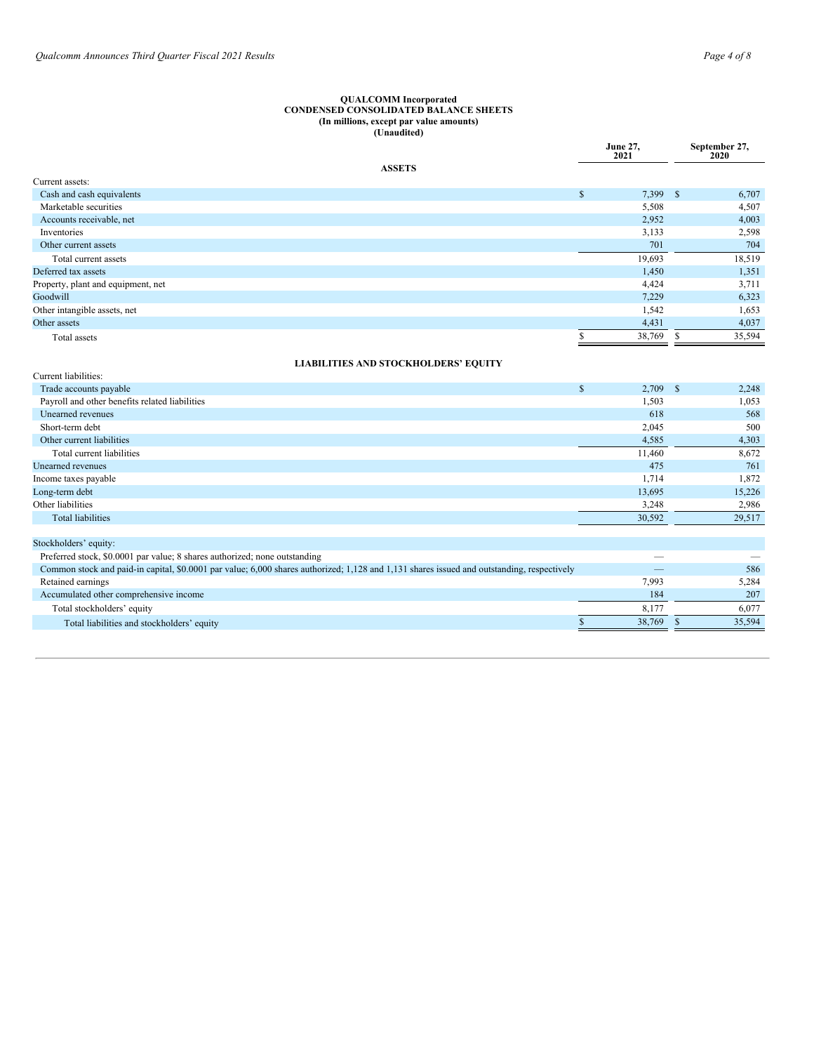**QUALCOMM Incorporated**
**CONDENSED CONSOLIDATED BALANCE SHEETS**
**(In millions, except par value amounts)**
**(Unaudited)**

| | June 27, 2021 | September 27, 2020 |
|---|---|---|
| **ASSETS** | | |
| Current assets: | | |
| Cash and cash equivalents | $ 7,399 | $ 6,707 |
| Marketable securities | 5,508 | 4,507 |
| Accounts receivable, net | 2,952 | 4,003 |
| Inventories | 3,133 | 2,598 |
| Other current assets | 701 | 704 |
| Total current assets | 19,693 | 18,519 |
| Deferred tax assets | 1,450 | 1,351 |
| Property, plant and equipment, net | 4,424 | 3,711 |
| Goodwill | 7,229 | 6,323 |
| Other intangible assets, net | 1,542 | 1,653 |
| Other assets | 4,431 | 4,037 |
| Total assets | $ 38,769 | $ 35,594 |
| **LIABILITIES AND STOCKHOLDERS' EQUITY** | | |
| Current liabilities: | | |
| Trade accounts payable | $ 2,709 | $ 2,248 |
| Payroll and other benefits related liabilities | 1,503 | 1,053 |
| Unearned revenues | 618 | 568 |
| Short-term debt | 2,045 | 500 |
| Other current liabilities | 4,585 | 4,303 |
| Total current liabilities | 11,460 | 8,672 |
| Unearned revenues | 475 | 761 |
| Income taxes payable | 1,714 | 1,872 |
| Long-term debt | 13,695 | 15,226 |
| Other liabilities | 3,248 | 2,986 |
| Total liabilities | 30,592 | 29,517 |
| Stockholders' equity: | | |
| Preferred stock, $0.0001 par value; 8 shares authorized; none outstanding | — | — |
| Common stock and paid-in capital, $0.0001 par value; 6,000 shares authorized; 1,128 and 1,131 shares issued and outstanding, respectively | — | 586 |
| Retained earnings | 7,993 | 5,284 |
| Accumulated other comprehensive income | 184 | 207 |
| Total stockholders' equity | 8,177 | 6,077 |
| Total liabilities and stockholders' equity | $ 38,769 | $ 35,594 |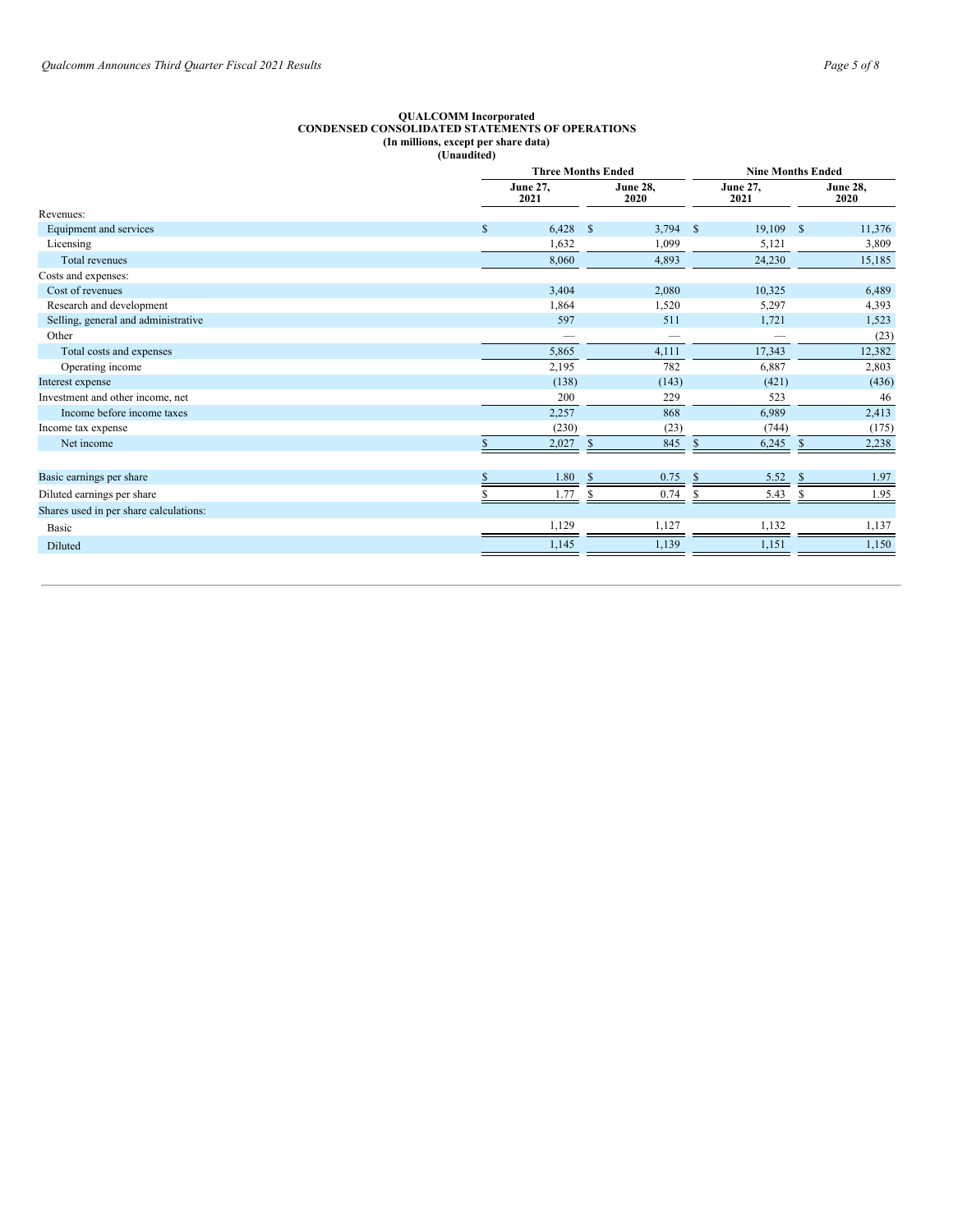**QUALCOMM Incorporated**
**CONDENSED CONSOLIDATED STATEMENTS OF OPERATIONS**
**(In millions, except per share data)**
**(Unaudited)**

| | Three Months Ended | | Nine Months Ended | |
|---|---|---|---|---|
| | June 27, 2021 | June 28, 2020 | June 27, 2021 | June 28, 2020 |
| Revenues: | | | | |
| Equipment and services | $ 6,428 | $ 3,794 | $ 19,109 | $ 11,376 |
| Licensing | 1,632 | 1,099 | 5,121 | 3,809 |
| Total revenues | 8,060 | 4,893 | 24,230 | 15,185 |
| Costs and expenses: | | | | |
| Cost of revenues | 3,404 | 2,080 | 10,325 | 6,489 |
| Research and development | 1,864 | 1,520 | 5,297 | 4,393 |
| Selling, general and administrative | 597 | 511 | 1,721 | 1,523 |
| Other | — | — | — | (23) |
| Total costs and expenses | 5,865 | 4,111 | 17,343 | 12,382 |
| Operating income | 2,195 | 782 | 6,887 | 2,803 |
| Interest expense | (138) | (143) | (421) | (436) |
| Investment and other income, net | 200 | 229 | 523 | 46 |
| Income before income taxes | 2,257 | 868 | 6,989 | 2,413 |
| Income tax expense | (230) | (23) | (744) | (175) |
| Net income | $ 2,027 | $ 845 | $ 6,245 | $ 2,238 |
| | | | | |
| Basic earnings per share | $ 1.80 | $ 0.75 | $ 5.52 | $ 1.97 |
| Diluted earnings per share | $ 1.77 | $ 0.74 | $ 5.43 | $ 1.95 |
| Shares used in per share calculations: | | | | |
| Basic | 1,129 | 1,127 | 1,132 | 1,137 |
| Diluted | 1,145 | 1,139 | 1,151 | 1,150 |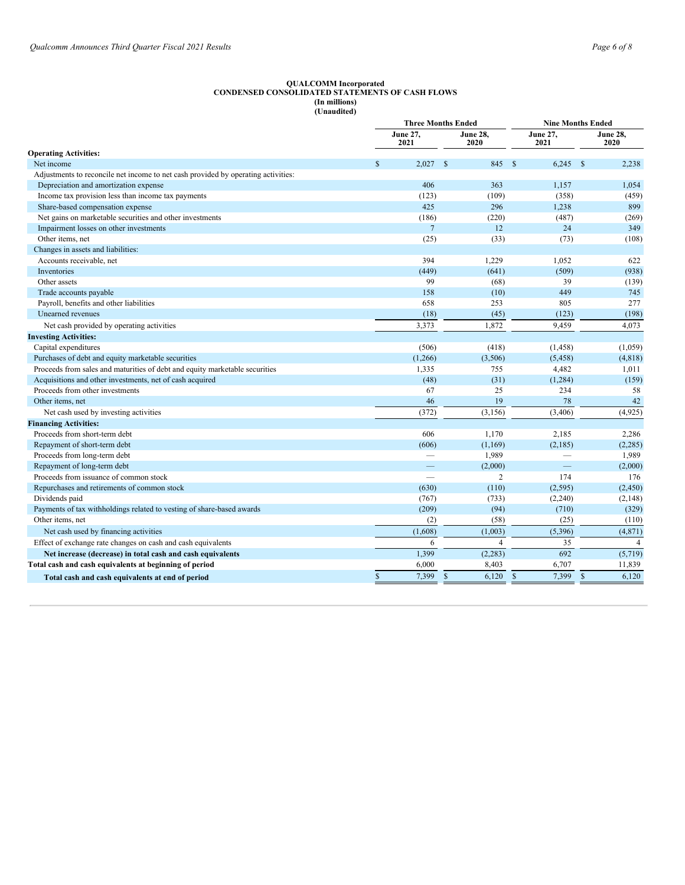**QUALCOMM Incorporated**
**CONDENSED CONSOLIDATED STATEMENTS OF CASH FLOWS**
**(In millions)**
**(Unaudited)**

| | Three Months Ended | | Nine Months Ended | |
|---|---|---|---|---|
| | June 27, 2021 | June 28, 2020 | June 27, 2021 | June 28, 2020 |
| **Operating Activities:** | | | | |
| Net income | $ 2,027 | $ 845 | $ 6,245 | $ 2,238 |
| Adjustments to reconcile net income to net cash provided by operating activities: | | | | |
| Depreciation and amortization expense | 406 | 363 | 1,157 | 1,054 |
| Income tax provision less than income tax payments | (123) | (109) | (358) | (459) |
| Share-based compensation expense | 425 | 296 | 1,238 | 899 |
| Net gains on marketable securities and other investments | (186) | (220) | (487) | (269) |
| Impairment losses on other investments | 7 | 12 | 24 | 349 |
| Other items, net | (25) | (33) | (73) | (108) |
| Changes in assets and liabilities: | | | | |
| Accounts receivable, net | 394 | 1,229 | 1,052 | 622 |
| Inventories | (449) | (641) | (509) | (938) |
| Other assets | 99 | (68) | 39 | (139) |
| Trade accounts payable | 158 | (10) | 449 | 745 |
| Payroll, benefits and other liabilities | 658 | 253 | 805 | 277 |
| Unearned revenues | (18) | (45) | (123) | (198) |
| Net cash provided by operating activities | 3,373 | 1,872 | 9,459 | 4,073 |
| **Investing Activities:** | | | | |
| Capital expenditures | (506) | (418) | (1,458) | (1,059) |
| Purchases of debt and equity marketable securities | (1,266) | (3,506) | (5,458) | (4,818) |
| Proceeds from sales and maturities of debt and equity marketable securities | 1,335 | 755 | 4,482 | 1,011 |
| Acquisitions and other investments, net of cash acquired | (48) | (31) | (1,284) | (159) |
| Proceeds from other investments | 67 | 25 | 234 | 58 |
| Other items, net | 46 | 19 | 78 | 42 |
| Net cash used by investing activities | (372) | (3,156) | (3,406) | (4,925) |
| **Financing Activities:** | | | | |
| Proceeds from short-term debt | 606 | 1,170 | 2,185 | 2,286 |
| Repayment of short-term debt | (606) | (1,169) | (2,185) | (2,285) |
| Proceeds from long-term debt | — | 1,989 | — | 1,989 |
| Repayment of long-term debt | — | (2,000) | — | (2,000) |
| Proceeds from issuance of common stock | — | 2 | 174 | 176 |
| Repurchases and retirements of common stock | (630) | (110) | (2,595) | (2,450) |
| Dividends paid | (767) | (733) | (2,240) | (2,148) |
| Payments of tax withholdings related to vesting of share-based awards | (209) | (94) | (710) | (329) |
| Other items, net | (2) | (58) | (25) | (110) |
| Net cash used by financing activities | (1,608) | (1,003) | (5,396) | (4,871) |
| Effect of exchange rate changes on cash and cash equivalents | 6 | 4 | 35 | 4 |
| **Net increase (decrease) in total cash and cash equivalents** | 1,399 | (2,283) | 692 | (5,719) |
| **Total cash and cash equivalents at beginning of period** | 6,000 | 8,403 | 6,707 | 11,839 |
| **Total cash and cash equivalents at end of period** | $ 7,399 | $ 6,120 | $ 7,399 | $ 6,120 |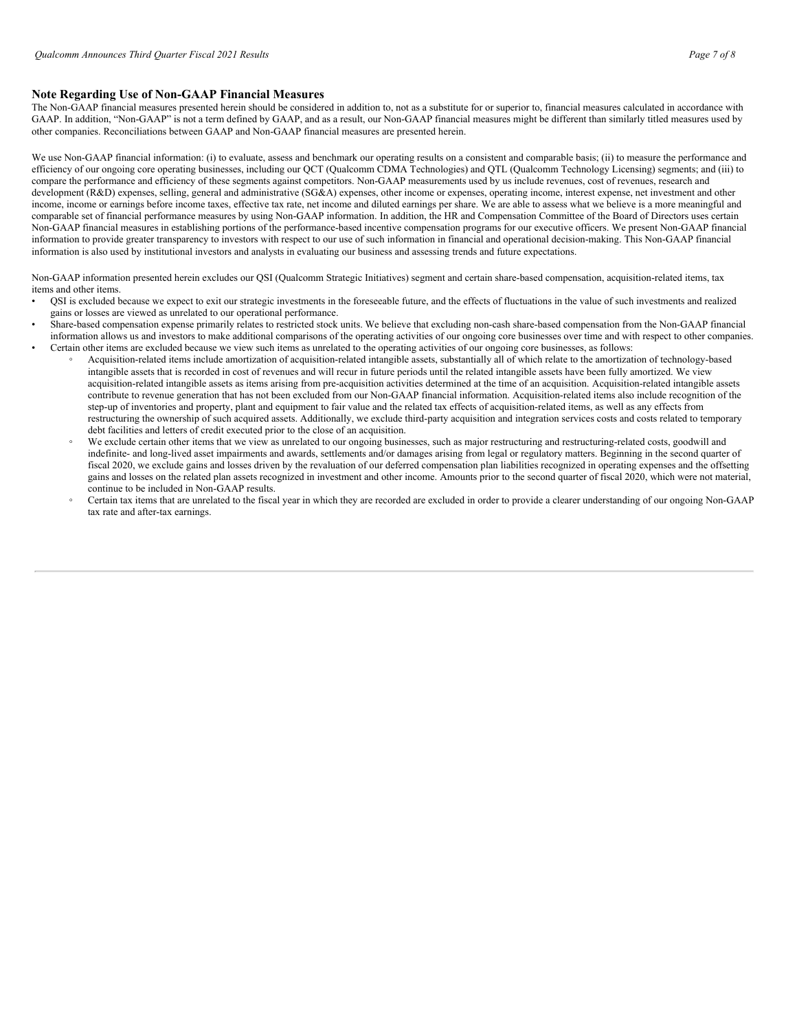## Note Regarding Use of Non-GAAP Financial Measures

The Non-GAAP financial measures presented herein should be considered in addition to, not as a substitute for or superior to, financial measures calculated in accordance with GAAP. In addition, "Non-GAAP" is not a term defined by GAAP, and as a result, our Non-GAAP financial measures might be different than similarly titled measures used by other companies. Reconciliations between GAAP and Non-GAAP financial measures are presented herein.

We use Non-GAAP financial information: (i) to evaluate, assess and benchmark our operating results on a consistent and comparable basis; (ii) to measure the performance and efficiency of our ongoing core operating businesses, including our QCT (Qualcomm CDMA Technologies) and QTL (Qualcomm Technology Licensing) segments; and (iii) to compare the performance and efficiency of these segments against competitors. Non-GAAP measurements used by us include revenues, cost of revenues, research and development (R&D) expenses, selling, general and administrative (SG&A) expenses, other income or expenses, operating income, interest expense, net investment and other income, income or earnings before income taxes, effective tax rate, net income and diluted earnings per share. We are able to assess what we believe is a more meaningful and comparable set of financial performance measures by using Non-GAAP information. In addition, the HR and Compensation Committee of the Board of Directors uses certain Non-GAAP financial measures in establishing portions of the performance-based incentive compensation programs for our executive officers. We present Non-GAAP financial information to provide greater transparency to investors with respect to our use of such information in financial and operational decision-making. This Non-GAAP financial information is also used by institutional investors and analysts in evaluating our business and assessing trends and future expectations.

Non-GAAP information presented herein excludes our QSI (Qualcomm Strategic Initiatives) segment and certain share-based compensation, acquisition-related items, tax items and other items.

- QSI is excluded because we expect to exit our strategic investments in the foreseeable future, and the effects of fluctuations in the value of such investments and realized gains or losses are viewed as unrelated to our operational performance.
- Share-based compensation expense primarily relates to restricted stock units. We believe that excluding non-cash share-based compensation from the Non-GAAP financial information allows us and investors to make additional comparisons of the operating activities of our ongoing core businesses over time and with respect to other companies.
- Certain other items are excluded because we view such items as unrelated to the operating activities of our ongoing core businesses, as follows:
  - Acquisition-related items include amortization of acquisition-related intangible assets, substantially all of which relate to the amortization of technology-based intangible assets that is recorded in cost of revenues and will recur in future periods until the related intangible assets have been fully amortized. We view acquisition-related intangible assets as items arising from pre-acquisition activities determined at the time of an acquisition. Acquisition-related intangible assets contribute to revenue generation that has not been excluded from our Non-GAAP financial information. Acquisition-related items also include recognition of the step-up of inventories and property, plant and equipment to fair value and the related tax effects of acquisition-related items, as well as any effects from restructuring the ownership of such acquired assets. Additionally, we exclude third-party acquisition and integration services costs and costs related to temporary debt facilities and letters of credit executed prior to the close of an acquisition.
  - We exclude certain other items that we view as unrelated to our ongoing businesses, such as major restructuring and restructuring-related costs, goodwill and indefinite- and long-lived asset impairments and awards, settlements and/or damages arising from legal or regulatory matters. Beginning in the second quarter of fiscal 2020, we exclude gains and losses driven by the revaluation of our deferred compensation plan liabilities recognized in operating expenses and the offsetting gains and losses on the related plan assets recognized in investment and other income. Amounts prior to the second quarter of fiscal 2020, which were not material, continue to be included in Non-GAAP results.
  - Certain tax items that are unrelated to the fiscal year in which they are recorded are excluded in order to provide a clearer understanding of our ongoing Non-GAAP tax rate and after-tax earnings.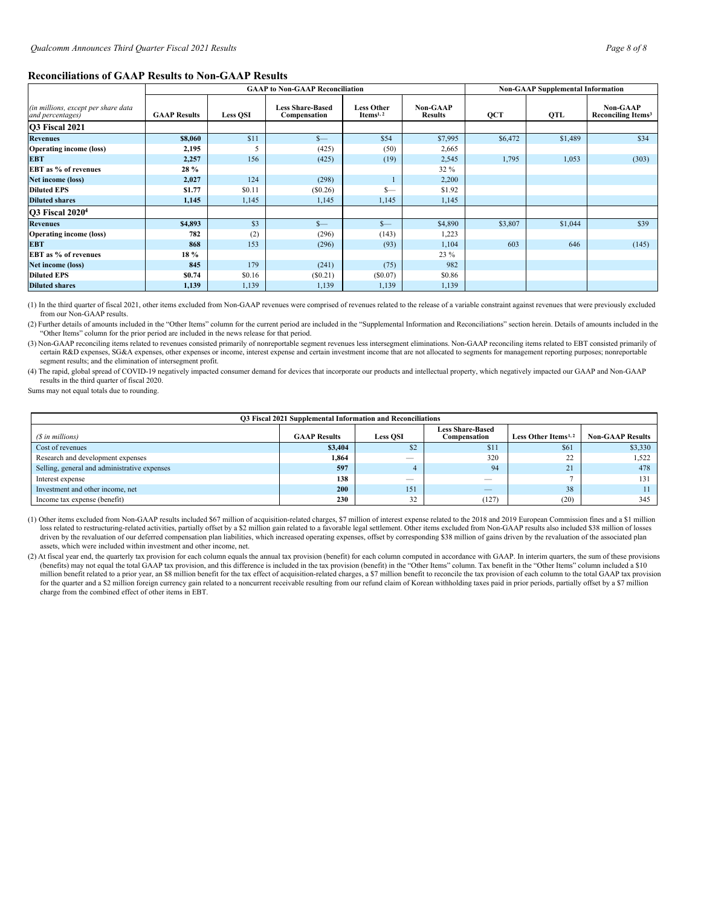## Reconciliations of GAAP Results to Non-GAAP Results

| | GAAP to Non-GAAP Reconciliation | | | | | Non-GAAP Supplemental Information | | |
|---|---|---|---|---|---|---|---|---|
| *(in millions, except per share data and percentages)* | GAAP Results | Less QSI | Less Share-Based Compensation | Less Other Items[1, 2] | Non-GAAP Results | QCT | QTL | Non-GAAP Reconciling Items[3] |
| **Q3 Fiscal 2021** | | | | | | | | |
| **Revenues** | **$8,060** | $11 | $— | $54 | $7,995 | $6,472 | $1,489 | $34 |
| **Operating income (loss)** | **2,195** | 5 | (425) | (50) | 2,665 | | | |
| **EBT** | **2,257** | 156 | (425) | (19) | 2,545 | 1,795 | 1,053 | (303) |
| **EBT as % of revenues** | **28 %** | | | | 32 % | | | |
| **Net income (loss)** | **2,027** | 124 | (298) | 1 | 2,200 | | | |
| **Diluted EPS** | **$1.77** | $0.11 | ($0.26) | $— | $1.92 | | | |
| **Diluted shares** | **1,145** | 1,145 | 1,145 | 1,145 | 1,145 | | | |
| **Q3 Fiscal 2020[4]** | | | | | | | | |
| **Revenues** | **$4,893** | $3 | $— | $— | $4,890 | $3,807 | $1,044 | $39 |
| **Operating income (loss)** | **782** | (2) | (296) | (143) | 1,223 | | | |
| **EBT** | **868** | 153 | (296) | (93) | 1,104 | 603 | 646 | (145) |
| **EBT as % of revenues** | **18 %** | | | | 23 % | | | |
| **Net income (loss)** | **845** | 179 | (241) | (75) | 982 | | | |
| **Diluted EPS** | **$0.74** | $0.16 | ($0.21) | ($0.07) | $0.86 | | | |
| **Diluted shares** | **1,139** | 1,139 | 1,139 | 1,139 | 1,139 | | | |

(1) In the third quarter of fiscal 2021, other items excluded from Non-GAAP revenues were comprised of revenues related to the release of a variable constraint against revenues that were previously excluded from our Non-GAAP results.

(2) Further details of amounts included in the "Other Items" column for the current period are included in the "Supplemental Information and Reconciliations" section herein. Details of amounts included in the "Other Items" column for the prior period are included in the news release for that period.

(3) Non-GAAP reconciling items related to revenues consisted primarily of nonreportable segment revenues less intersegment eliminations. Non-GAAP reconciling items related to EBT consisted primarily of certain R&D expenses, SG&A expenses, other expenses or income, interest expense and certain investment income that are not allocated to segments for management reporting purposes; nonreportable segment results; and the elimination of intersegment profit.

(4) The rapid, global spread of COVID-19 negatively impacted consumer demand for devices that incorporate our products and intellectual property, which negatively impacted our GAAP and Non-GAAP results in the third quarter of fiscal 2020.

Sums may not equal totals due to rounding.

| Q3 Fiscal 2021 Supplemental Information and Reconciliations | | | | | |
|---|---|---|---|---|---|
| *($ in millions)* | GAAP Results | Less QSI | Less Share-Based Compensation | Less Other Items[1, 2] | Non-GAAP Results |
| Cost of revenues | **$3,404** | $2 | $11 | $61 | $3,330 |
| Research and development expenses | **1,864** | — | 320 | 22 | 1,522 |
| Selling, general and administrative expenses | **597** | 4 | 94 | 21 | 478 |
| Interest expense | **138** | — | — | 7 | 131 |
| Investment and other income, net | **200** | 151 | — | 38 | 11 |
| Income tax expense (benefit) | **230** | 32 | (127) | (20) | 345 |

(1) Other items excluded from Non-GAAP results included $67 million of acquisition-related charges, $7 million of interest expense related to the 2018 and 2019 European Commission fines and a $1 million loss related to restructuring-related activities, partially offset by a $2 million gain related to a favorable legal settlement. Other items excluded from Non-GAAP results also included $38 million of losses driven by the revaluation of our deferred compensation plan liabilities, which increased operating expenses, offset by corresponding $38 million of gains driven by the revaluation of the associated plan assets, which were included within investment and other income, net.

(2) At fiscal year end, the quarterly tax provision for each column equals the annual tax provision (benefit) for each column computed in accordance with GAAP. In interim quarters, the sum of these provisions (benefits) may not equal the total GAAP tax provision, and this difference is included in the tax provision (benefit) in the "Other Items" column. Tax benefit in the "Other Items" column included a $10 million benefit related to a prior year, an $8 million benefit for the tax effect of acquisition-related charges, a $7 million benefit to reconcile the tax provision of each column to the total GAAP tax provision for the quarter and a $2 million foreign currency gain related to a noncurrent receivable resulting from our refund claim of Korean withholding taxes paid in prior periods, partially offset by a $7 million charge from the combined effect of other items in EBT.